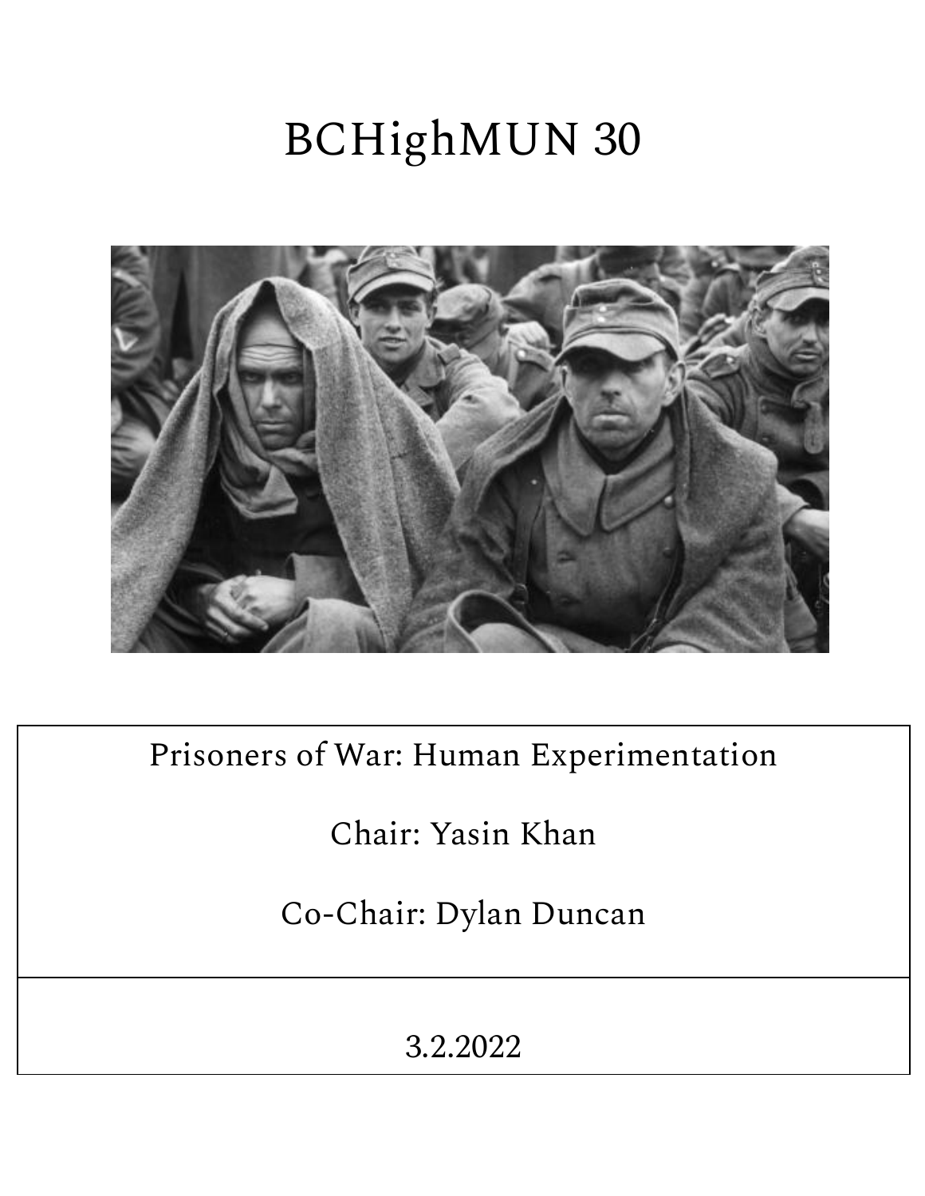# BCHighMUN 30

Prisoners of War: Human Experimentation

Chair: Yasin Khan

Co-Chair: Dylan Duncan

3.2.2022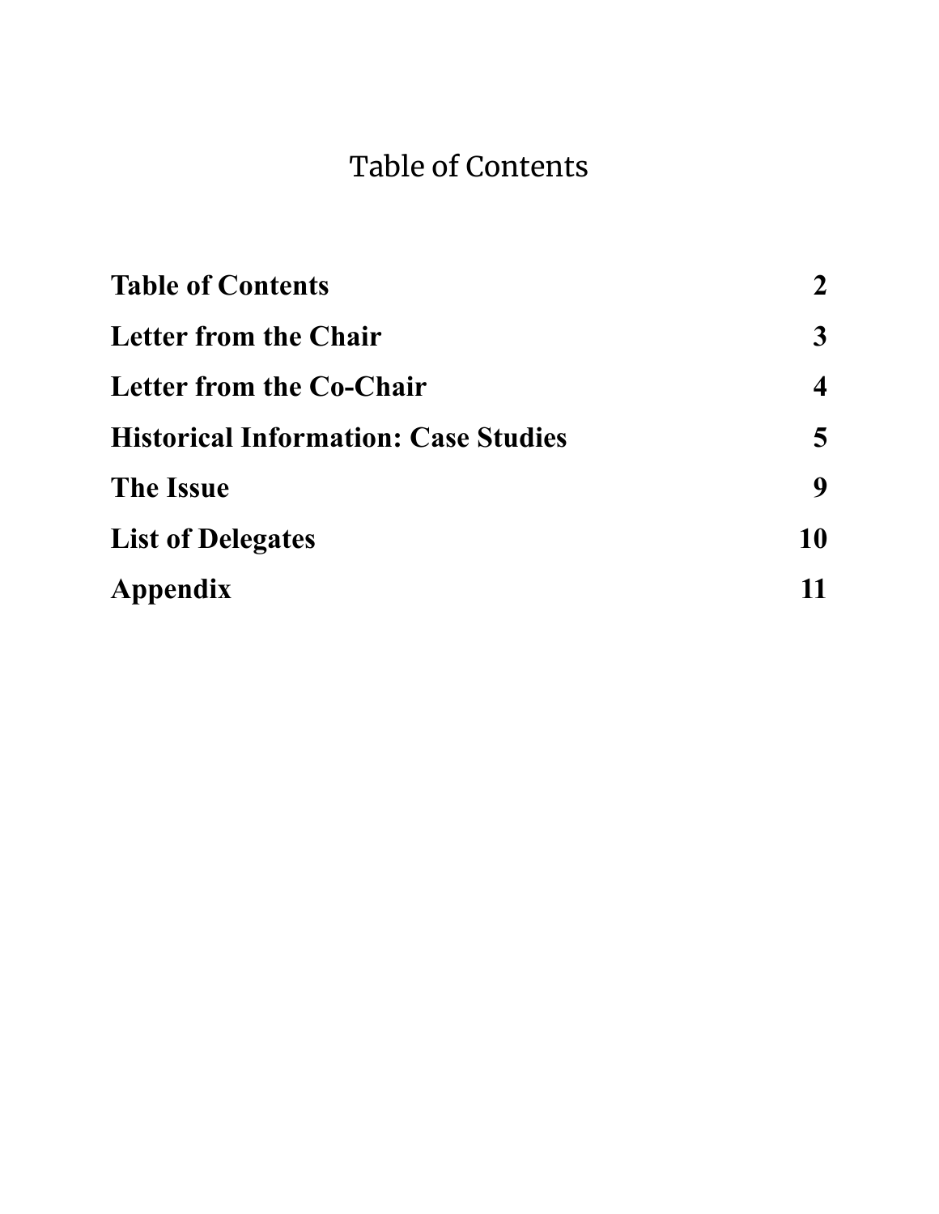# Table of Contents

| | |
|---|---|
| **Table of Contents** | **2** |
| **Letter from the Chair** | **3** |
| **Letter from the Co-Chair** | **4** |
| **Historical Information: Case Studies** | **5** |
| **The Issue** | **9** |
| **List of Delegates** | **10** |
| **Appendix** | **11** |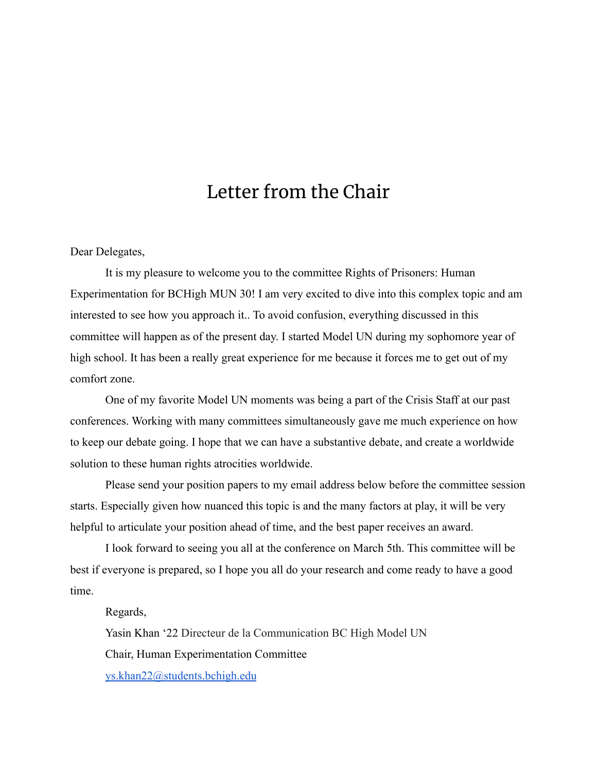# Letter from the Chair

Dear Delegates,

It is my pleasure to welcome you to the committee Rights of Prisoners: Human Experimentation for BCHigh MUN 30! I am very excited to dive into this complex topic and am interested to see how you approach it.. To avoid confusion, everything discussed in this committee will happen as of the present day. I started Model UN during my sophomore year of high school. It has been a really great experience for me because it forces me to get out of my comfort zone.

One of my favorite Model UN moments was being a part of the Crisis Staff at our past conferences. Working with many committees simultaneously gave me much experience on how to keep our debate going. I hope that we can have a substantive debate, and create a worldwide solution to these human rights atrocities worldwide.

Please send your position papers to my email address below before the committee session starts. Especially given how nuanced this topic is and the many factors at play, it will be very helpful to articulate your position ahead of time, and the best paper receives an award.

I look forward to seeing you all at the conference on March 5th. This committee will be best if everyone is prepared, so I hope you all do your research and come ready to have a good time.

Regards,

Yasin Khan ‘22 Directeur de la Communication BC High Model UN

Chair, Human Experimentation Committee

ys.khan22@students.bchigh.edu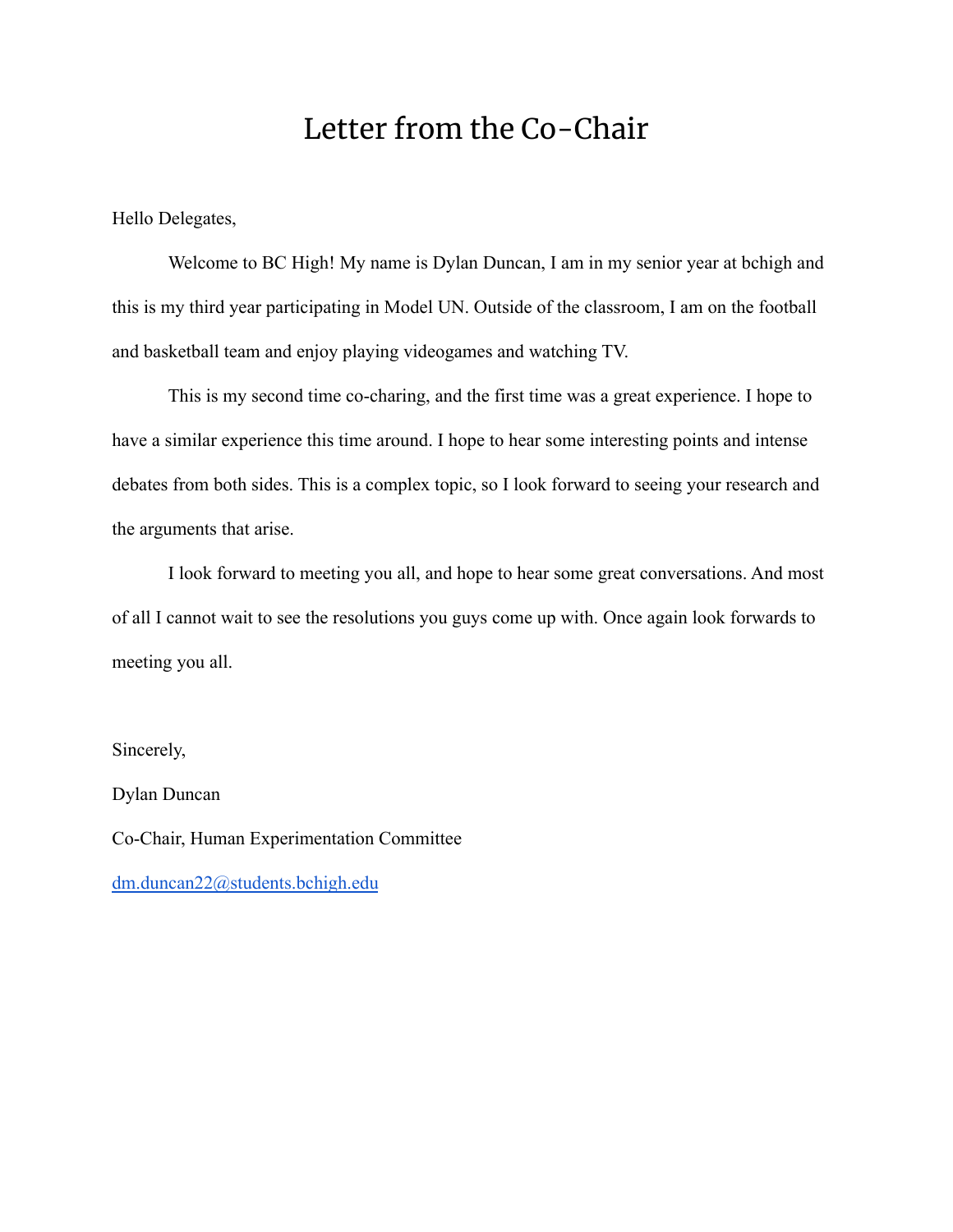# Letter from the Co-Chair

Hello Delegates,

Welcome to BC High! My name is Dylan Duncan, I am in my senior year at bchigh and this is my third year participating in Model UN. Outside of the classroom, I am on the football and basketball team and enjoy playing videogames and watching TV.

This is my second time co-charing, and the first time was a great experience. I hope to have a similar experience this time around. I hope to hear some interesting points and intense debates from both sides. This is a complex topic, so I look forward to seeing your research and the arguments that arise.

I look forward to meeting you all, and hope to hear some great conversations. And most of all I cannot wait to see the resolutions you guys come up with. Once again look forwards to meeting you all.

Sincerely,

Dylan Duncan

Co-Chair, Human Experimentation Committee

dm.duncan22@students.bchigh.edu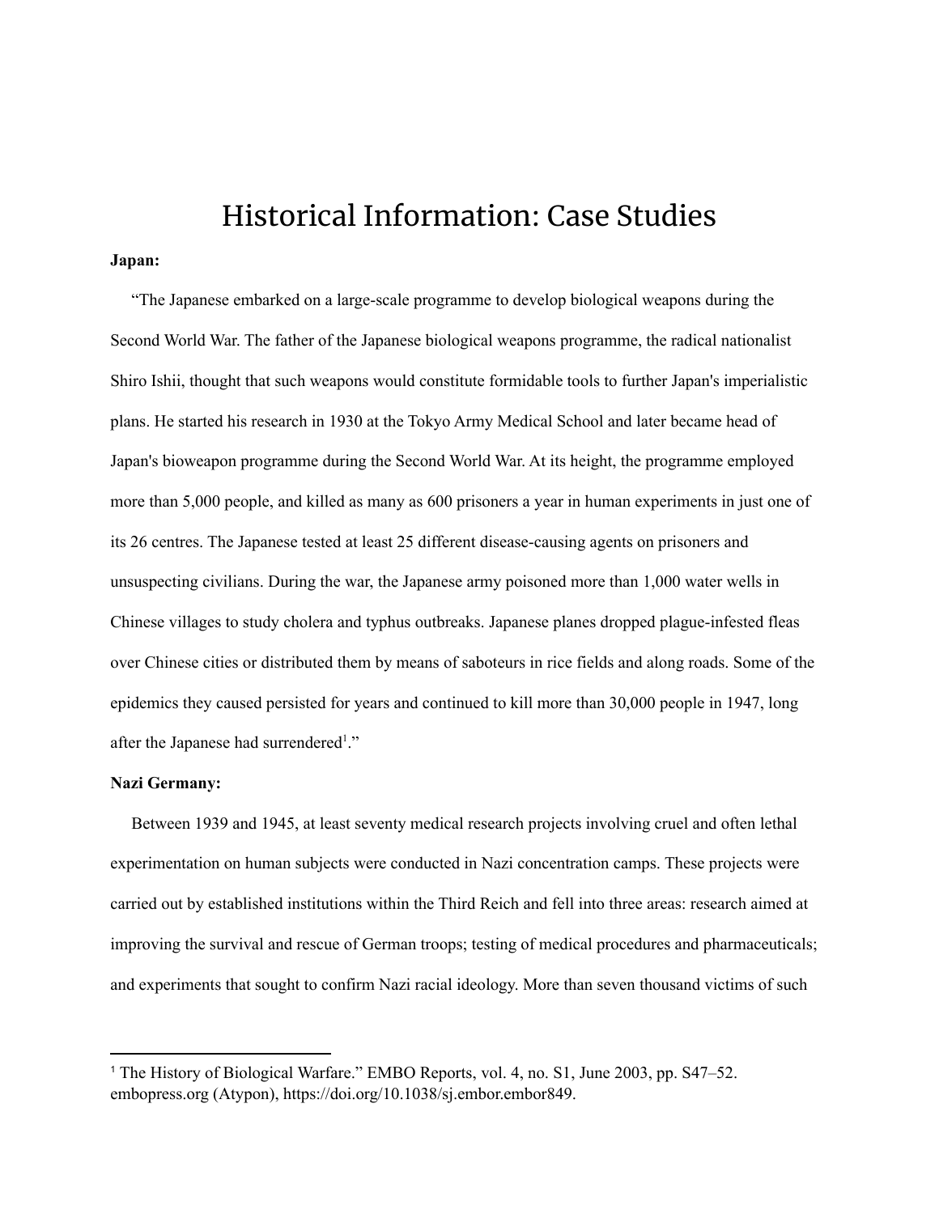# Historical Information: Case Studies

**Japan:**

"The Japanese embarked on a large-scale programme to develop biological weapons during the Second World War. The father of the Japanese biological weapons programme, the radical nationalist Shiro Ishii, thought that such weapons would constitute formidable tools to further Japan's imperialistic plans. He started his research in 1930 at the Tokyo Army Medical School and later became head of Japan's bioweapon programme during the Second World War. At its height, the programme employed more than 5,000 people, and killed as many as 600 prisoners a year in human experiments in just one of its 26 centres. The Japanese tested at least 25 different disease-causing agents on prisoners and unsuspecting civilians. During the war, the Japanese army poisoned more than 1,000 water wells in Chinese villages to study cholera and typhus outbreaks. Japanese planes dropped plague-infested fleas over Chinese cities or distributed them by means of saboteurs in rice fields and along roads. Some of the epidemics they caused persisted for years and continued to kill more than 30,000 people in 1947, long after the Japanese had surrendered[1]."

**Nazi Germany:**

Between 1939 and 1945, at least seventy medical research projects involving cruel and often lethal experimentation on human subjects were conducted in Nazi concentration camps. These projects were carried out by established institutions within the Third Reich and fell into three areas: research aimed at improving the survival and rescue of German troops; testing of medical procedures and pharmaceuticals; and experiments that sought to confirm Nazi racial ideology. More than seven thousand victims of such

---

[1] The History of Biological Warfare." EMBO Reports, vol. 4, no. S1, June 2003, pp. S47–52. embopress.org (Atypon), https://doi.org/10.1038/sj.embor.embor849.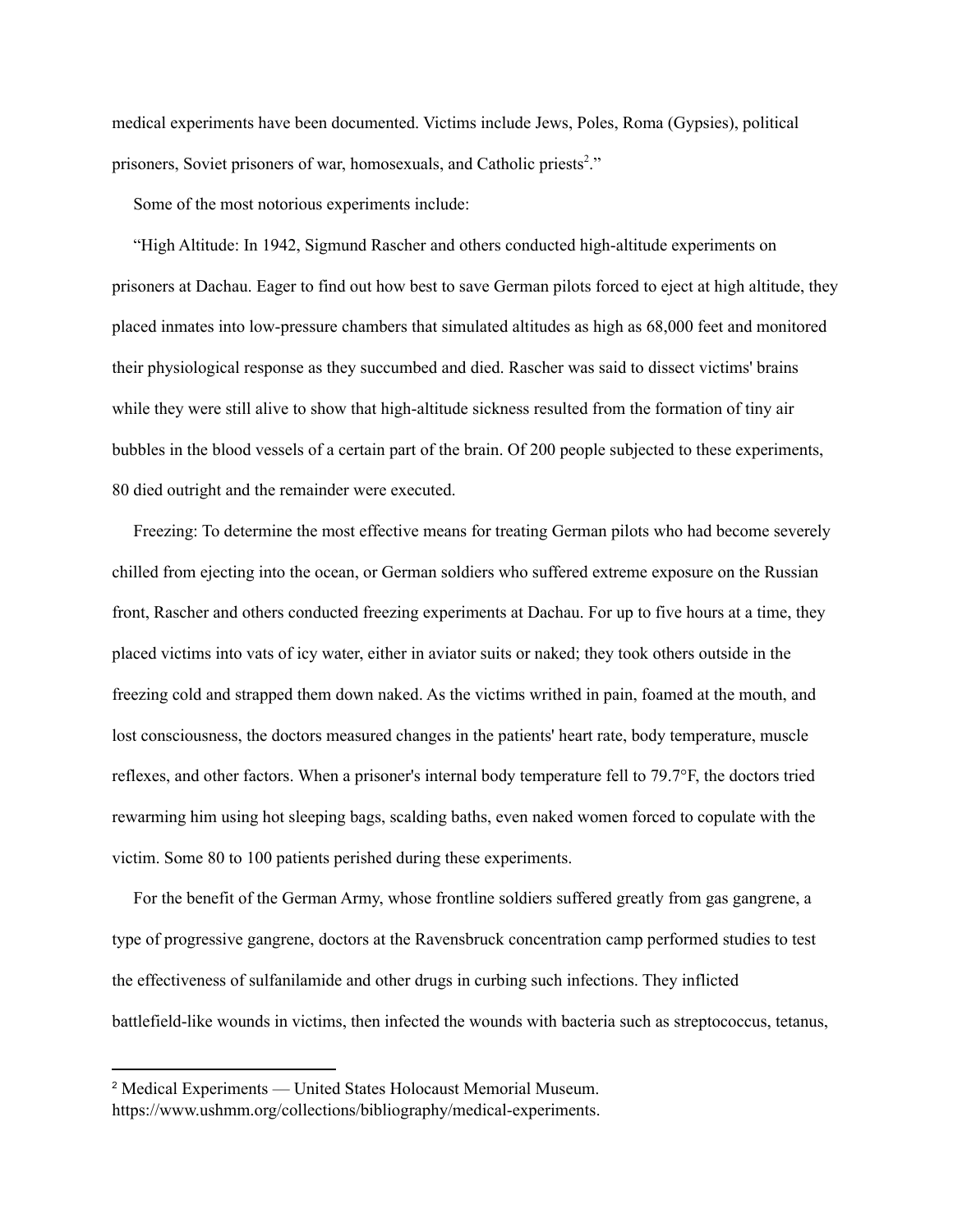medical experiments have been documented. Victims include Jews, Poles, Roma (Gypsies), political prisoners, Soviet prisoners of war, homosexuals, and Catholic priests[2]."

Some of the most notorious experiments include:

"High Altitude: In 1942, Sigmund Rascher and others conducted high-altitude experiments on prisoners at Dachau. Eager to find out how best to save German pilots forced to eject at high altitude, they placed inmates into low-pressure chambers that simulated altitudes as high as 68,000 feet and monitored their physiological response as they succumbed and died. Rascher was said to dissect victims' brains while they were still alive to show that high-altitude sickness resulted from the formation of tiny air bubbles in the blood vessels of a certain part of the brain. Of 200 people subjected to these experiments, 80 died outright and the remainder were executed.

Freezing: To determine the most effective means for treating German pilots who had become severely chilled from ejecting into the ocean, or German soldiers who suffered extreme exposure on the Russian front, Rascher and others conducted freezing experiments at Dachau. For up to five hours at a time, they placed victims into vats of icy water, either in aviator suits or naked; they took others outside in the freezing cold and strapped them down naked. As the victims writhed in pain, foamed at the mouth, and lost consciousness, the doctors measured changes in the patients' heart rate, body temperature, muscle reflexes, and other factors. When a prisoner's internal body temperature fell to 79.7°F, the doctors tried rewarming him using hot sleeping bags, scalding baths, even naked women forced to copulate with the victim. Some 80 to 100 patients perished during these experiments.

For the benefit of the German Army, whose frontline soldiers suffered greatly from gas gangrene, a type of progressive gangrene, doctors at the Ravensbruck concentration camp performed studies to test the effectiveness of sulfanilamide and other drugs in curbing such infections. They inflicted battlefield-like wounds in victims, then infected the wounds with bacteria such as streptococcus, tetanus,

[2] Medical Experiments — United States Holocaust Memorial Museum. https://www.ushmm.org/collections/bibliography/medical-experiments.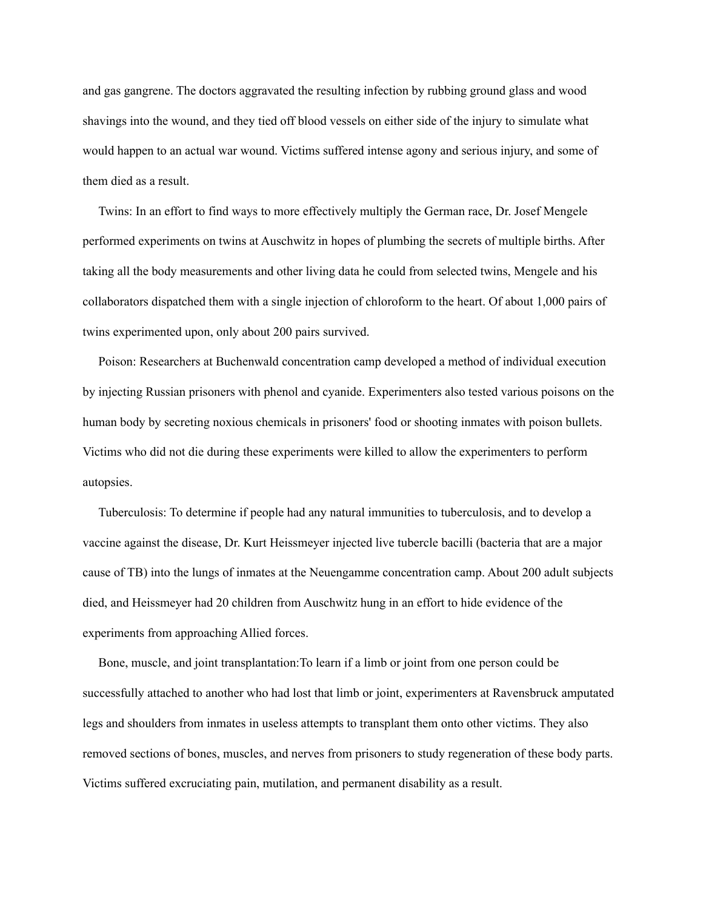and gas gangrene. The doctors aggravated the resulting infection by rubbing ground glass and wood shavings into the wound, and they tied off blood vessels on either side of the injury to simulate what would happen to an actual war wound. Victims suffered intense agony and serious injury, and some of them died as a result.

Twins: In an effort to find ways to more effectively multiply the German race, Dr. Josef Mengele performed experiments on twins at Auschwitz in hopes of plumbing the secrets of multiple births. After taking all the body measurements and other living data he could from selected twins, Mengele and his collaborators dispatched them with a single injection of chloroform to the heart. Of about 1,000 pairs of twins experimented upon, only about 200 pairs survived.

Poison: Researchers at Buchenwald concentration camp developed a method of individual execution by injecting Russian prisoners with phenol and cyanide. Experimenters also tested various poisons on the human body by secreting noxious chemicals in prisoners' food or shooting inmates with poison bullets. Victims who did not die during these experiments were killed to allow the experimenters to perform autopsies.

Tuberculosis: To determine if people had any natural immunities to tuberculosis, and to develop a vaccine against the disease, Dr. Kurt Heissmeyer injected live tubercle bacilli (bacteria that are a major cause of TB) into the lungs of inmates at the Neuengamme concentration camp. About 200 adult subjects died, and Heissmeyer had 20 children from Auschwitz hung in an effort to hide evidence of the experiments from approaching Allied forces.

Bone, muscle, and joint transplantation:To learn if a limb or joint from one person could be successfully attached to another who had lost that limb or joint, experimenters at Ravensbruck amputated legs and shoulders from inmates in useless attempts to transplant them onto other victims. They also removed sections of bones, muscles, and nerves from prisoners to study regeneration of these body parts. Victims suffered excruciating pain, mutilation, and permanent disability as a result.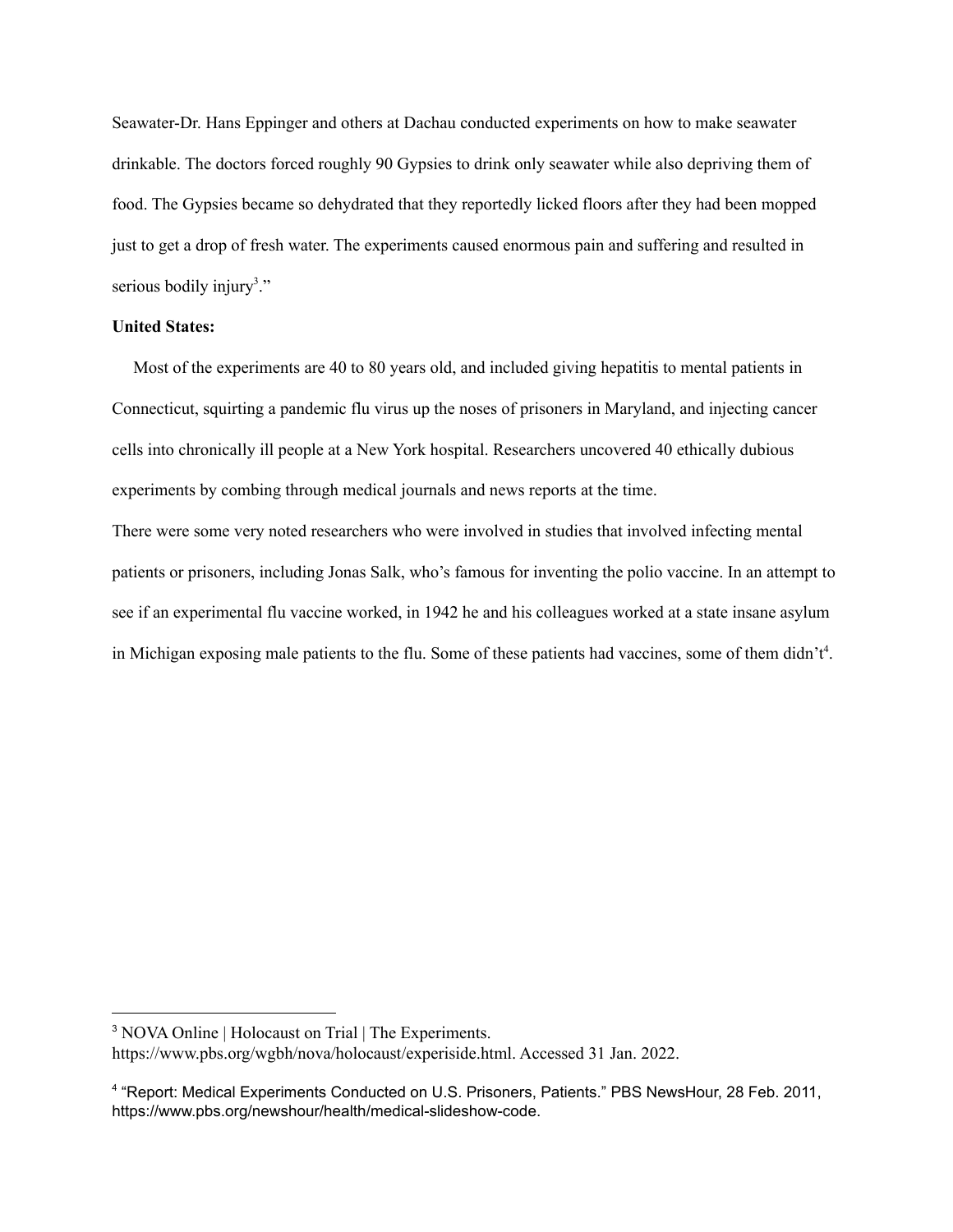Seawater-Dr. Hans Eppinger and others at Dachau conducted experiments on how to make seawater drinkable. The doctors forced roughly 90 Gypsies to drink only seawater while also depriving them of food. The Gypsies became so dehydrated that they reportedly licked floors after they had been mopped just to get a drop of fresh water. The experiments caused enormous pain and suffering and resulted in serious bodily injury[3]."

**United States:**

Most of the experiments are 40 to 80 years old, and included giving hepatitis to mental patients in Connecticut, squirting a pandemic flu virus up the noses of prisoners in Maryland, and injecting cancer cells into chronically ill people at a New York hospital. Researchers uncovered 40 ethically dubious experiments by combing through medical journals and news reports at the time.

There were some very noted researchers who were involved in studies that involved infecting mental patients or prisoners, including Jonas Salk, who's famous for inventing the polio vaccine. In an attempt to see if an experimental flu vaccine worked, in 1942 he and his colleagues worked at a state insane asylum in Michigan exposing male patients to the flu. Some of these patients had vaccines, some of them didn't[4].

---

[3] NOVA Online | Holocaust on Trial | The Experiments. https://www.pbs.org/wgbh/nova/holocaust/experiside.html. Accessed 31 Jan. 2022.

[4] "Report: Medical Experiments Conducted on U.S. Prisoners, Patients." PBS NewsHour, 28 Feb. 2011, https://www.pbs.org/newshour/health/medical-slideshow-code.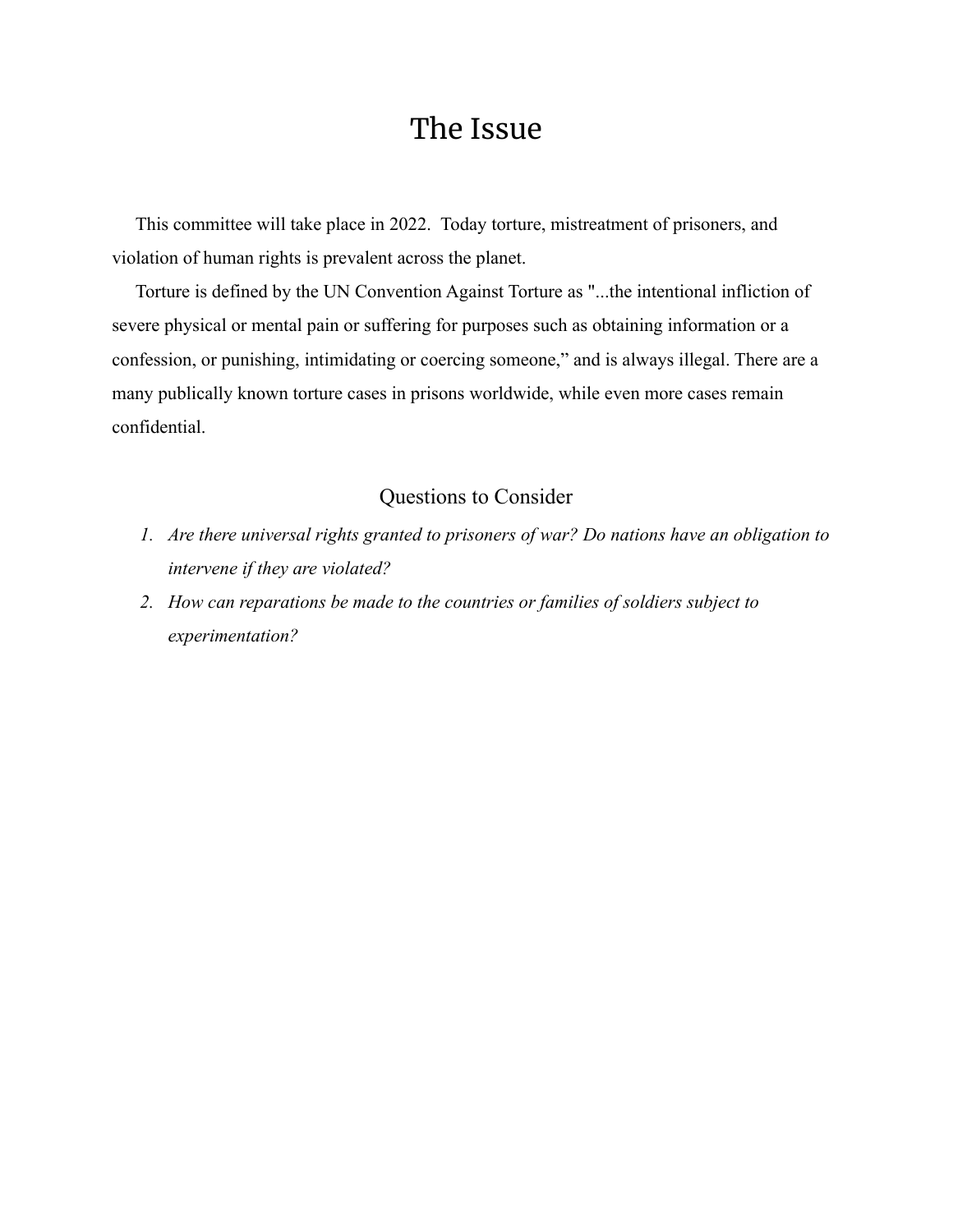# The Issue

This committee will take place in 2022. Today torture, mistreatment of prisoners, and violation of human rights is prevalent across the planet.

Torture is defined by the UN Convention Against Torture as "...the intentional infliction of severe physical or mental pain or suffering for purposes such as obtaining information or a confession, or punishing, intimidating or coercing someone," and is always illegal. There are a many publically known torture cases in prisons worldwide, while even more cases remain confidential.

## Questions to Consider

1. *Are there universal rights granted to prisoners of war? Do nations have an obligation to intervene if they are violated?*
2. *How can reparations be made to the countries or families of soldiers subject to experimentation?*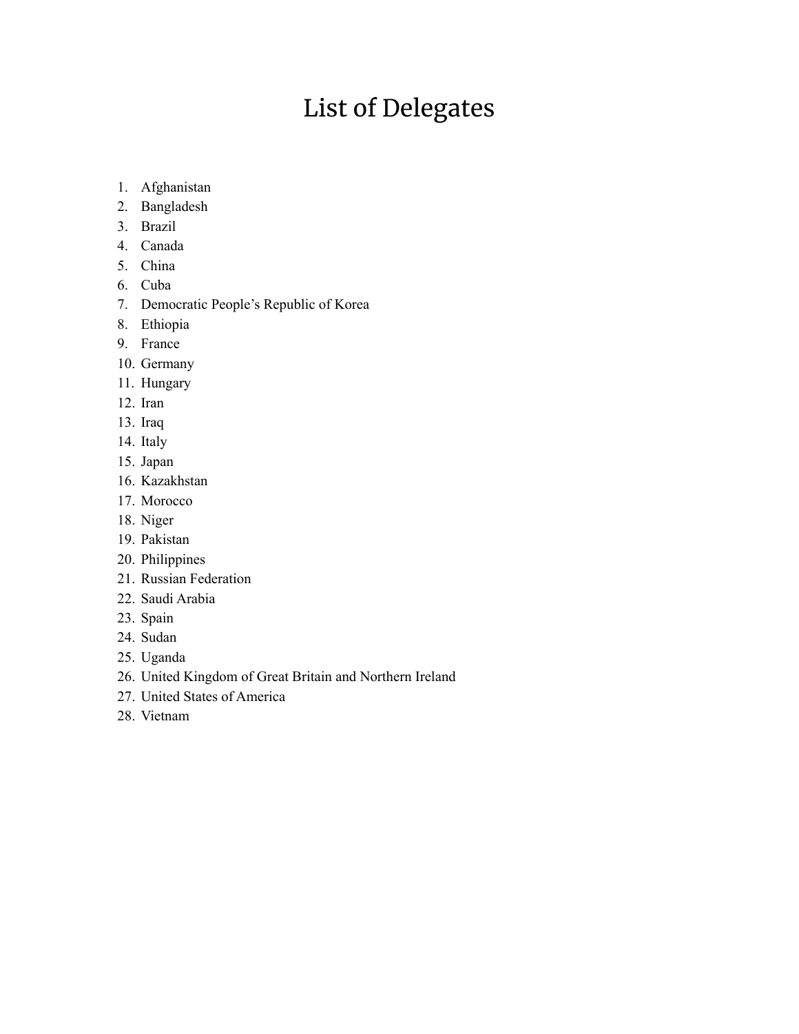# List of Delegates

1. Afghanistan
2. Bangladesh
3. Brazil
4. Canada
5. China
6. Cuba
7. Democratic People's Republic of Korea
8. Ethiopia
9. France
10. Germany
11. Hungary
12. Iran
13. Iraq
14. Italy
15. Japan
16. Kazakhstan
17. Morocco
18. Niger
19. Pakistan
20. Philippines
21. Russian Federation
22. Saudi Arabia
23. Spain
24. Sudan
25. Uganda
26. United Kingdom of Great Britain and Northern Ireland
27. United States of America
28. Vietnam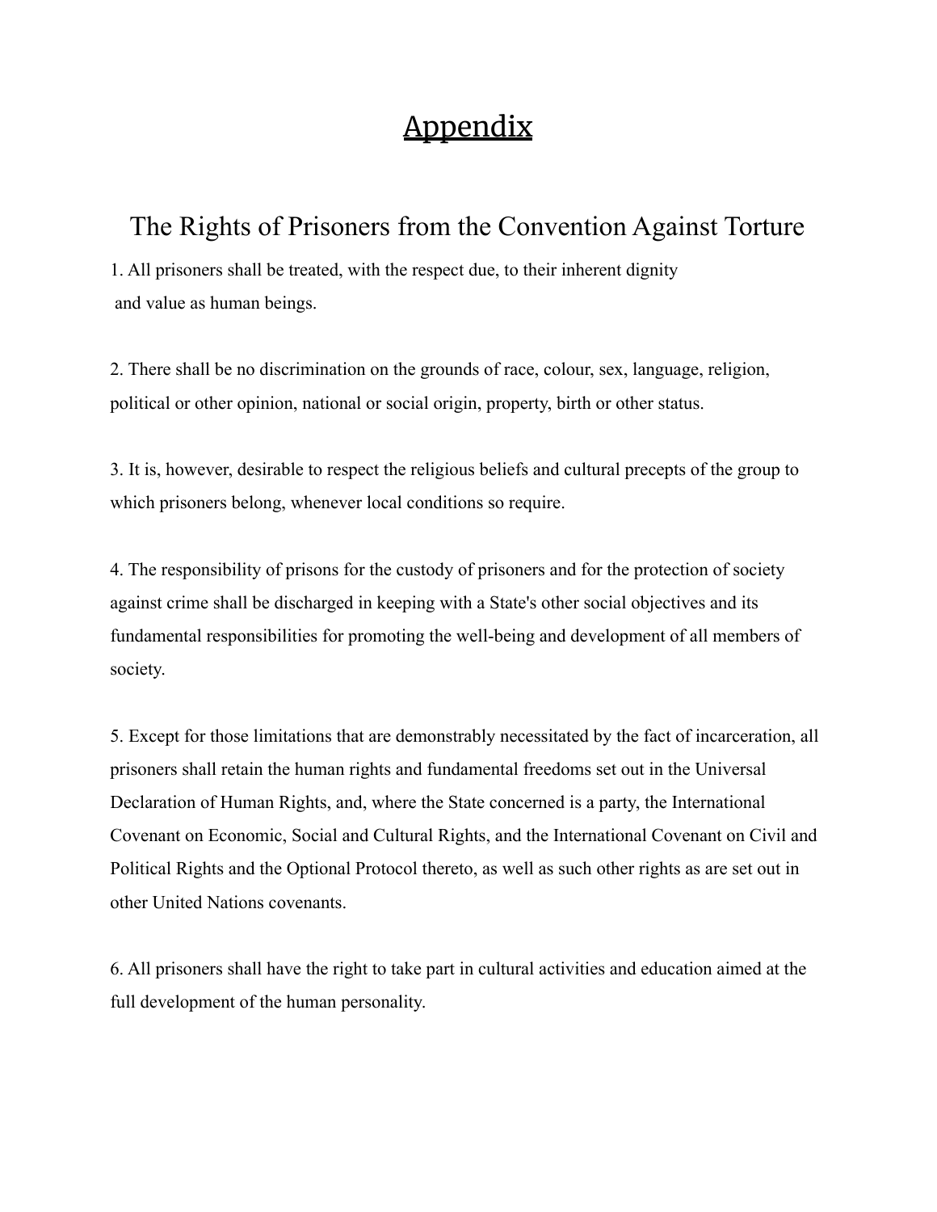# Appendix

## The Rights of Prisoners from the Convention Against Torture

1. All prisoners shall be treated, with the respect due, to their inherent dignity and value as human beings.

2. There shall be no discrimination on the grounds of race, colour, sex, language, religion, political or other opinion, national or social origin, property, birth or other status.

3. It is, however, desirable to respect the religious beliefs and cultural precepts of the group to which prisoners belong, whenever local conditions so require.

4. The responsibility of prisons for the custody of prisoners and for the protection of society against crime shall be discharged in keeping with a State's other social objectives and its fundamental responsibilities for promoting the well-being and development of all members of society.

5. Except for those limitations that are demonstrably necessitated by the fact of incarceration, all prisoners shall retain the human rights and fundamental freedoms set out in the Universal Declaration of Human Rights, and, where the State concerned is a party, the International Covenant on Economic, Social and Cultural Rights, and the International Covenant on Civil and Political Rights and the Optional Protocol thereto, as well as such other rights as are set out in other United Nations covenants.

6. All prisoners shall have the right to take part in cultural activities and education aimed at the full development of the human personality.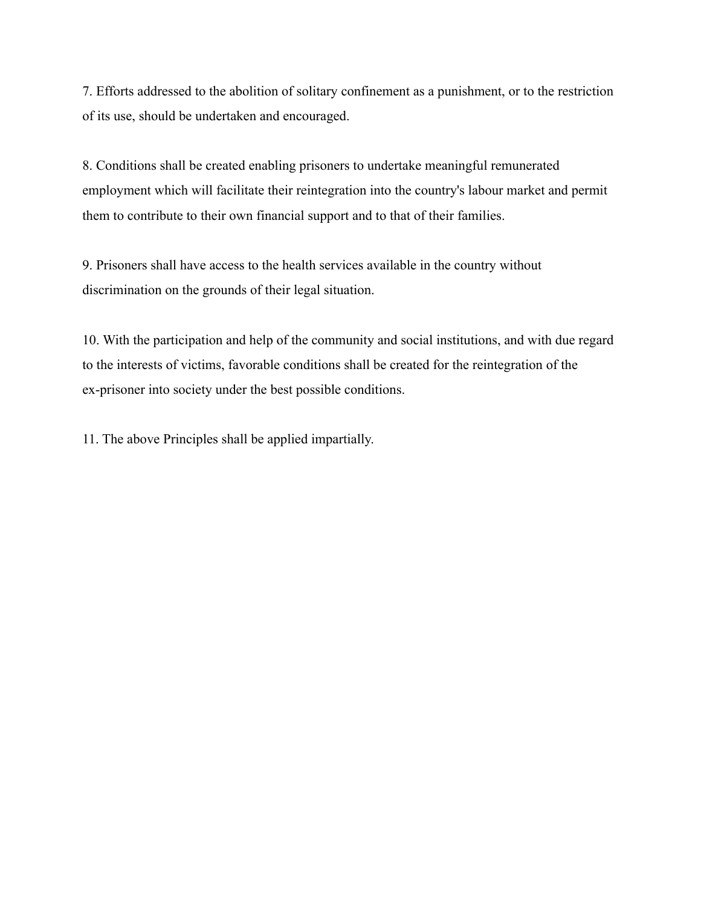7. Efforts addressed to the abolition of solitary confinement as a punishment, or to the restriction of its use, should be undertaken and encouraged.

8. Conditions shall be created enabling prisoners to undertake meaningful remunerated employment which will facilitate their reintegration into the country's labour market and permit them to contribute to their own financial support and to that of their families.

9. Prisoners shall have access to the health services available in the country without discrimination on the grounds of their legal situation.

10. With the participation and help of the community and social institutions, and with due regard to the interests of victims, favorable conditions shall be created for the reintegration of the ex-prisoner into society under the best possible conditions.

11. The above Principles shall be applied impartially.